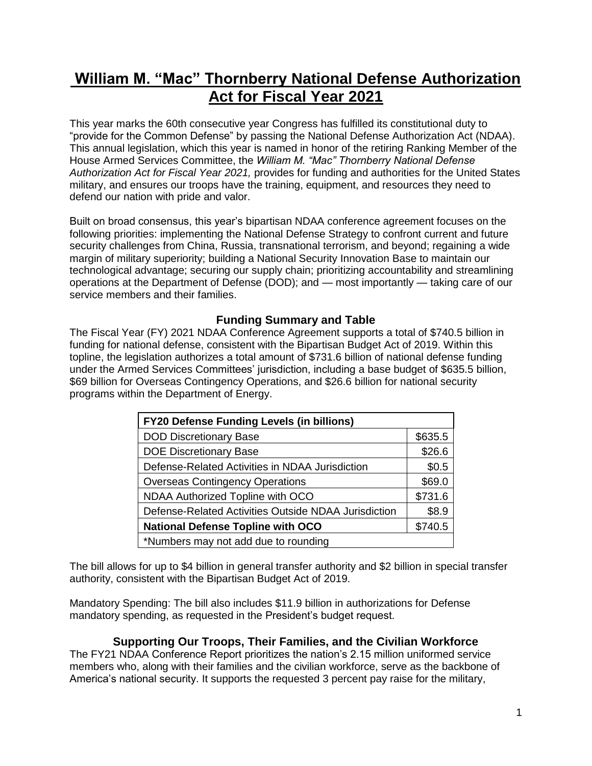# William M. "Mac" Thornberry National Defense Authorization Act for Fiscal Year 2021

This year marks the 60th consecutive year Congress has fulfilled its constitutional duty to "provide for the Common Defense" by passing the National Defense Authorization Act (NDAA). This annual legislation, which this year is named in honor of the retiring Ranking Member of the House Armed Services Committee, the *William M. "Mac" Thornberry National Defense Authorization Act for Fiscal Year 2021,* provides for funding and authorities for the United States military, and ensures our troops have the training, equipment, and resources they need to defend our nation with pride and valor.

Built on broad consensus, this year's bipartisan NDAA conference agreement focuses on the following priorities: implementing the National Defense Strategy to confront current and future security challenges from China, Russia, transnational terrorism, and beyond; regaining a wide margin of military superiority; building a National Security Innovation Base to maintain our technological advantage; securing our supply chain; prioritizing accountability and streamlining operations at the Department of Defense (DOD); and — most importantly — taking care of our service members and their families.

## Funding Summary and Table

The Fiscal Year (FY) 2021 NDAA Conference Agreement supports a total of $740.5 billion in funding for national defense, consistent with the Bipartisan Budget Act of 2019. Within this topline, the legislation authorizes a total amount of $731.6 billion of national defense funding under the Armed Services Committees' jurisdiction, including a base budget of $635.5 billion, $69 billion for Overseas Contingency Operations, and $26.6 billion for national security programs within the Department of Energy.

| FY20 Defense Funding Levels (in billions) | |
|---|---|
| DOD Discretionary Base | $635.5 |
| DOE Discretionary Base | $26.6 |
| Defense-Related Activities in NDAA Jurisdiction | $0.5 |
| Overseas Contingency Operations | $69.0 |
| NDAA Authorized Topline with OCO | $731.6 |
| Defense-Related Activities Outside NDAA Jurisdiction | $8.9 |
| **National Defense Topline with OCO** | $740.5 |
| *Numbers may not add due to rounding | |

The bill allows for up to $4 billion in general transfer authority and $2 billion in special transfer authority, consistent with the Bipartisan Budget Act of 2019.

Mandatory Spending: The bill also includes $11.9 billion in authorizations for Defense mandatory spending, as requested in the President's budget request.

## Supporting Our Troops, Their Families, and the Civilian Workforce

The FY21 NDAA Conference Report prioritizes the nation's 2.15 million uniformed service members who, along with their families and the civilian workforce, serve as the backbone of America's national security. It supports the requested 3 percent pay raise for the military,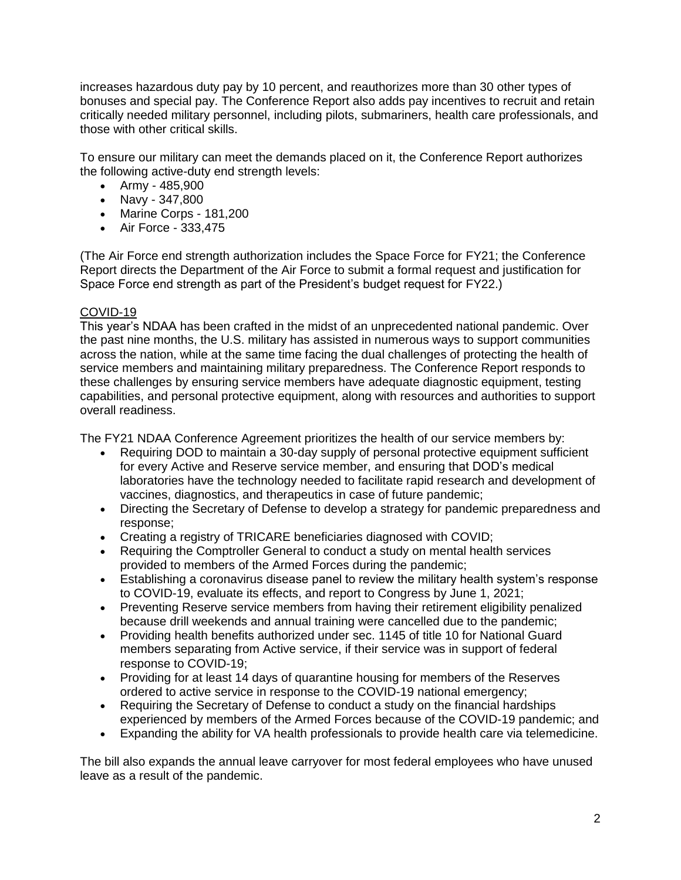increases hazardous duty pay by 10 percent, and reauthorizes more than 30 other types of bonuses and special pay. The Conference Report also adds pay incentives to recruit and retain critically needed military personnel, including pilots, submariners, health care professionals, and those with other critical skills.

To ensure our military can meet the demands placed on it, the Conference Report authorizes the following active-duty end strength levels:

- Army - 485,900
- Navy - 347,800
- Marine Corps - 181,200
- Air Force - 333,475

(The Air Force end strength authorization includes the Space Force for FY21; the Conference Report directs the Department of the Air Force to submit a formal request and justification for Space Force end strength as part of the President's budget request for FY22.)

## COVID-19

This year's NDAA has been crafted in the midst of an unprecedented national pandemic. Over the past nine months, the U.S. military has assisted in numerous ways to support communities across the nation, while at the same time facing the dual challenges of protecting the health of service members and maintaining military preparedness. The Conference Report responds to these challenges by ensuring service members have adequate diagnostic equipment, testing capabilities, and personal protective equipment, along with resources and authorities to support overall readiness.

The FY21 NDAA Conference Agreement prioritizes the health of our service members by:

- Requiring DOD to maintain a 30-day supply of personal protective equipment sufficient for every Active and Reserve service member, and ensuring that DOD's medical laboratories have the technology needed to facilitate rapid research and development of vaccines, diagnostics, and therapeutics in case of future pandemic;
- Directing the Secretary of Defense to develop a strategy for pandemic preparedness and response;
- Creating a registry of TRICARE beneficiaries diagnosed with COVID;
- Requiring the Comptroller General to conduct a study on mental health services provided to members of the Armed Forces during the pandemic;
- Establishing a coronavirus disease panel to review the military health system's response to COVID-19, evaluate its effects, and report to Congress by June 1, 2021;
- Preventing Reserve service members from having their retirement eligibility penalized because drill weekends and annual training were cancelled due to the pandemic;
- Providing health benefits authorized under sec. 1145 of title 10 for National Guard members separating from Active service, if their service was in support of federal response to COVID-19;
- Providing for at least 14 days of quarantine housing for members of the Reserves ordered to active service in response to the COVID-19 national emergency;
- Requiring the Secretary of Defense to conduct a study on the financial hardships experienced by members of the Armed Forces because of the COVID-19 pandemic; and
- Expanding the ability for VA health professionals to provide health care via telemedicine.

The bill also expands the annual leave carryover for most federal employees who have unused leave as a result of the pandemic.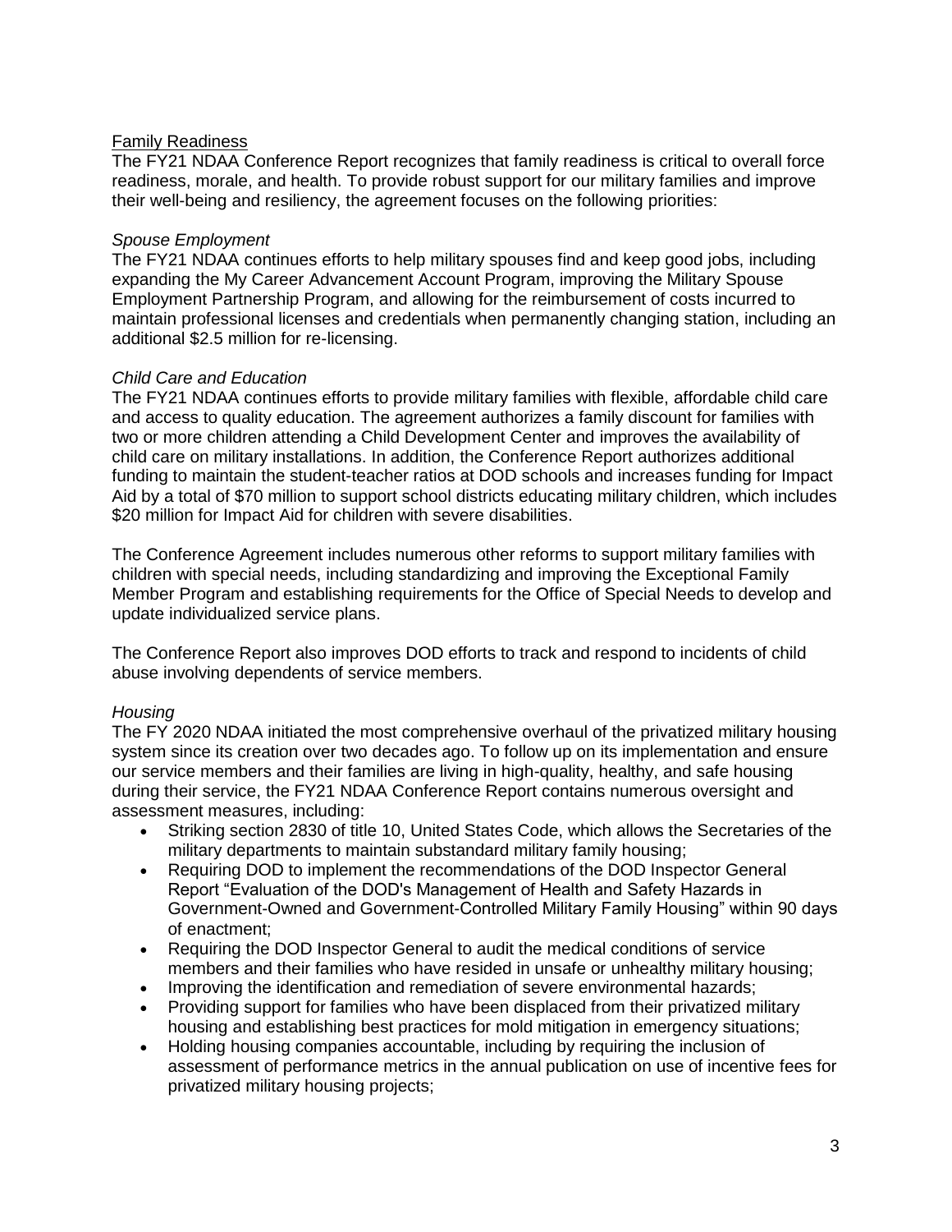## Family Readiness

The FY21 NDAA Conference Report recognizes that family readiness is critical to overall force readiness, morale, and health. To provide robust support for our military families and improve their well-being and resiliency, the agreement focuses on the following priorities:

### *Spouse Employment*

The FY21 NDAA continues efforts to help military spouses find and keep good jobs, including expanding the My Career Advancement Account Program, improving the Military Spouse Employment Partnership Program, and allowing for the reimbursement of costs incurred to maintain professional licenses and credentials when permanently changing station, including an additional $2.5 million for re-licensing.

### *Child Care and Education*

The FY21 NDAA continues efforts to provide military families with flexible, affordable child care and access to quality education. The agreement authorizes a family discount for families with two or more children attending a Child Development Center and improves the availability of child care on military installations. In addition, the Conference Report authorizes additional funding to maintain the student-teacher ratios at DOD schools and increases funding for Impact Aid by a total of $70 million to support school districts educating military children, which includes $20 million for Impact Aid for children with severe disabilities.

The Conference Agreement includes numerous other reforms to support military families with children with special needs, including standardizing and improving the Exceptional Family Member Program and establishing requirements for the Office of Special Needs to develop and update individualized service plans.

The Conference Report also improves DOD efforts to track and respond to incidents of child abuse involving dependents of service members.

### *Housing*

The FY 2020 NDAA initiated the most comprehensive overhaul of the privatized military housing system since its creation over two decades ago. To follow up on its implementation and ensure our service members and their families are living in high-quality, healthy, and safe housing during their service, the FY21 NDAA Conference Report contains numerous oversight and assessment measures, including:

- Striking section 2830 of title 10, United States Code, which allows the Secretaries of the military departments to maintain substandard military family housing;
- Requiring DOD to implement the recommendations of the DOD Inspector General Report "Evaluation of the DOD's Management of Health and Safety Hazards in Government-Owned and Government-Controlled Military Family Housing" within 90 days of enactment;
- Requiring the DOD Inspector General to audit the medical conditions of service members and their families who have resided in unsafe or unhealthy military housing;
- Improving the identification and remediation of severe environmental hazards;
- Providing support for families who have been displaced from their privatized military housing and establishing best practices for mold mitigation in emergency situations;
- Holding housing companies accountable, including by requiring the inclusion of assessment of performance metrics in the annual publication on use of incentive fees for privatized military housing projects;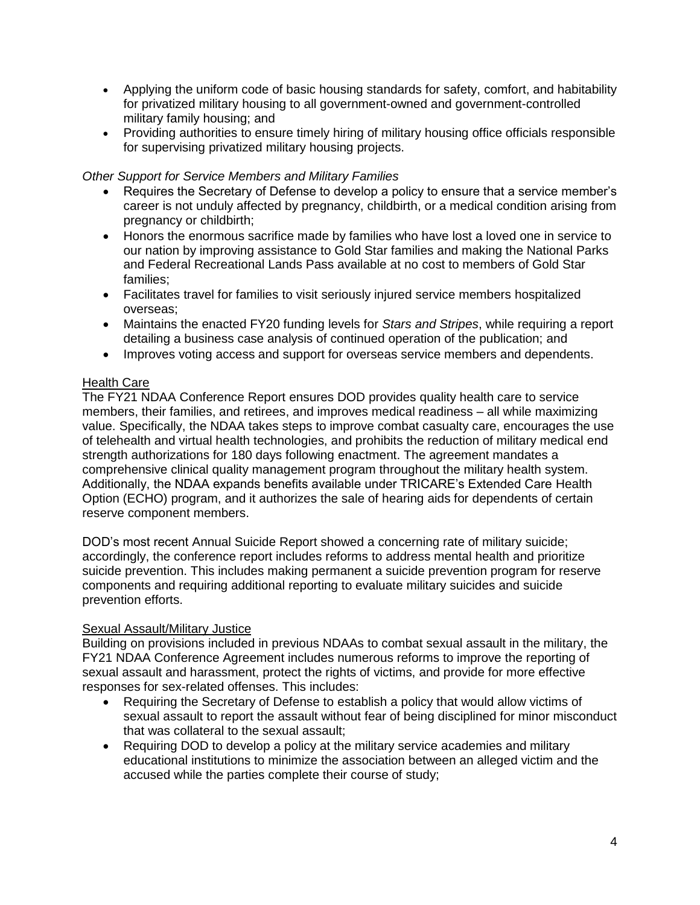- Applying the uniform code of basic housing standards for safety, comfort, and habitability for privatized military housing to all government-owned and government-controlled military family housing; and
- Providing authorities to ensure timely hiring of military housing office officials responsible for supervising privatized military housing projects.

*Other Support for Service Members and Military Families*

- Requires the Secretary of Defense to develop a policy to ensure that a service member's career is not unduly affected by pregnancy, childbirth, or a medical condition arising from pregnancy or childbirth;
- Honors the enormous sacrifice made by families who have lost a loved one in service to our nation by improving assistance to Gold Star families and making the National Parks and Federal Recreational Lands Pass available at no cost to members of Gold Star families;
- Facilitates travel for families to visit seriously injured service members hospitalized overseas;
- Maintains the enacted FY20 funding levels for *Stars and Stripes*, while requiring a report detailing a business case analysis of continued operation of the publication; and
- Improves voting access and support for overseas service members and dependents.

## Health Care

The FY21 NDAA Conference Report ensures DOD provides quality health care to service members, their families, and retirees, and improves medical readiness – all while maximizing value. Specifically, the NDAA takes steps to improve combat casualty care, encourages the use of telehealth and virtual health technologies, and prohibits the reduction of military medical end strength authorizations for 180 days following enactment. The agreement mandates a comprehensive clinical quality management program throughout the military health system. Additionally, the NDAA expands benefits available under TRICARE's Extended Care Health Option (ECHO) program, and it authorizes the sale of hearing aids for dependents of certain reserve component members.

DOD's most recent Annual Suicide Report showed a concerning rate of military suicide; accordingly, the conference report includes reforms to address mental health and prioritize suicide prevention. This includes making permanent a suicide prevention program for reserve components and requiring additional reporting to evaluate military suicides and suicide prevention efforts.

## Sexual Assault/Military Justice

Building on provisions included in previous NDAAs to combat sexual assault in the military, the FY21 NDAA Conference Agreement includes numerous reforms to improve the reporting of sexual assault and harassment, protect the rights of victims, and provide for more effective responses for sex-related offenses. This includes:

- Requiring the Secretary of Defense to establish a policy that would allow victims of sexual assault to report the assault without fear of being disciplined for minor misconduct that was collateral to the sexual assault;
- Requiring DOD to develop a policy at the military service academies and military educational institutions to minimize the association between an alleged victim and the accused while the parties complete their course of study;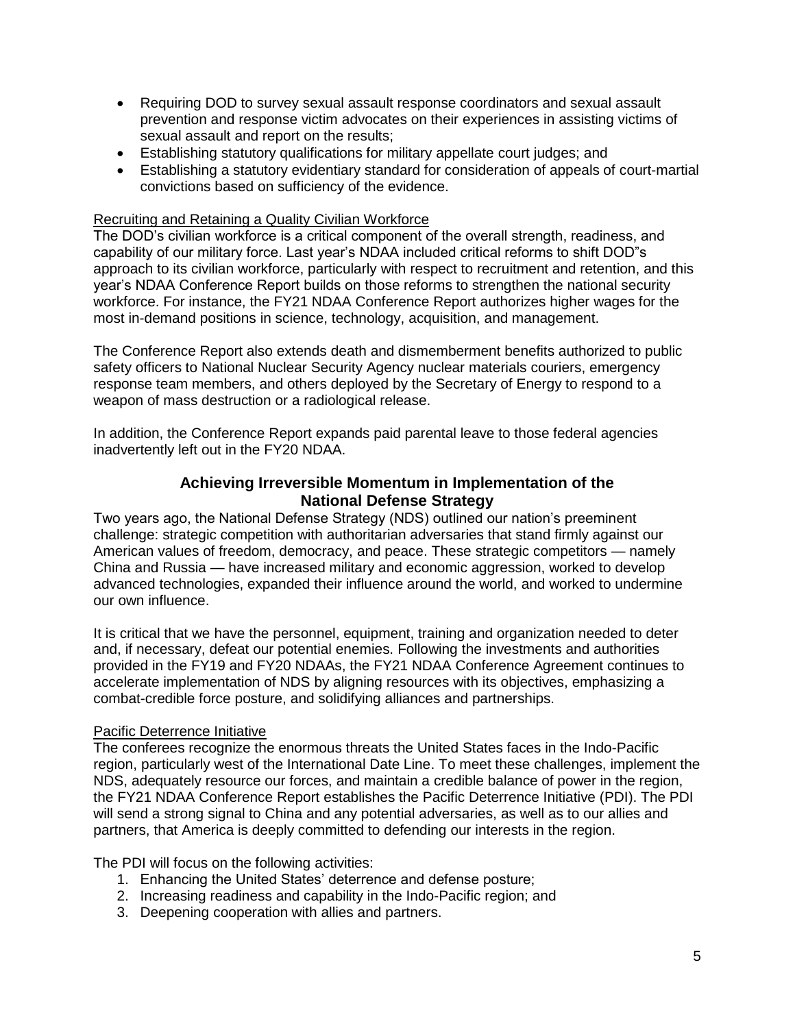- Requiring DOD to survey sexual assault response coordinators and sexual assault prevention and response victim advocates on their experiences in assisting victims of sexual assault and report on the results;
- Establishing statutory qualifications for military appellate court judges; and
- Establishing a statutory evidentiary standard for consideration of appeals of court-martial convictions based on sufficiency of the evidence.

Recruiting and Retaining a Quality Civilian Workforce

The DOD's civilian workforce is a critical component of the overall strength, readiness, and capability of our military force. Last year's NDAA included critical reforms to shift DOD"s approach to its civilian workforce, particularly with respect to recruitment and retention, and this year's NDAA Conference Report builds on those reforms to strengthen the national security workforce. For instance, the FY21 NDAA Conference Report authorizes higher wages for the most in-demand positions in science, technology, acquisition, and management.

The Conference Report also extends death and dismemberment benefits authorized to public safety officers to National Nuclear Security Agency nuclear materials couriers, emergency response team members, and others deployed by the Secretary of Energy to respond to a weapon of mass destruction or a radiological release.

In addition, the Conference Report expands paid parental leave to those federal agencies inadvertently left out in the FY20 NDAA.

## Achieving Irreversible Momentum in Implementation of the National Defense Strategy

Two years ago, the National Defense Strategy (NDS) outlined our nation's preeminent challenge: strategic competition with authoritarian adversaries that stand firmly against our American values of freedom, democracy, and peace. These strategic competitors — namely China and Russia — have increased military and economic aggression, worked to develop advanced technologies, expanded their influence around the world, and worked to undermine our own influence.

It is critical that we have the personnel, equipment, training and organization needed to deter and, if necessary, defeat our potential enemies. Following the investments and authorities provided in the FY19 and FY20 NDAAs, the FY21 NDAA Conference Agreement continues to accelerate implementation of NDS by aligning resources with its objectives, emphasizing a combat-credible force posture, and solidifying alliances and partnerships.

Pacific Deterrence Initiative

The conferees recognize the enormous threats the United States faces in the Indo-Pacific region, particularly west of the International Date Line. To meet these challenges, implement the NDS, adequately resource our forces, and maintain a credible balance of power in the region, the FY21 NDAA Conference Report establishes the Pacific Deterrence Initiative (PDI). The PDI will send a strong signal to China and any potential adversaries, as well as to our allies and partners, that America is deeply committed to defending our interests in the region.

The PDI will focus on the following activities:

1. Enhancing the United States' deterrence and defense posture;
2. Increasing readiness and capability in the Indo-Pacific region; and
3. Deepening cooperation with allies and partners.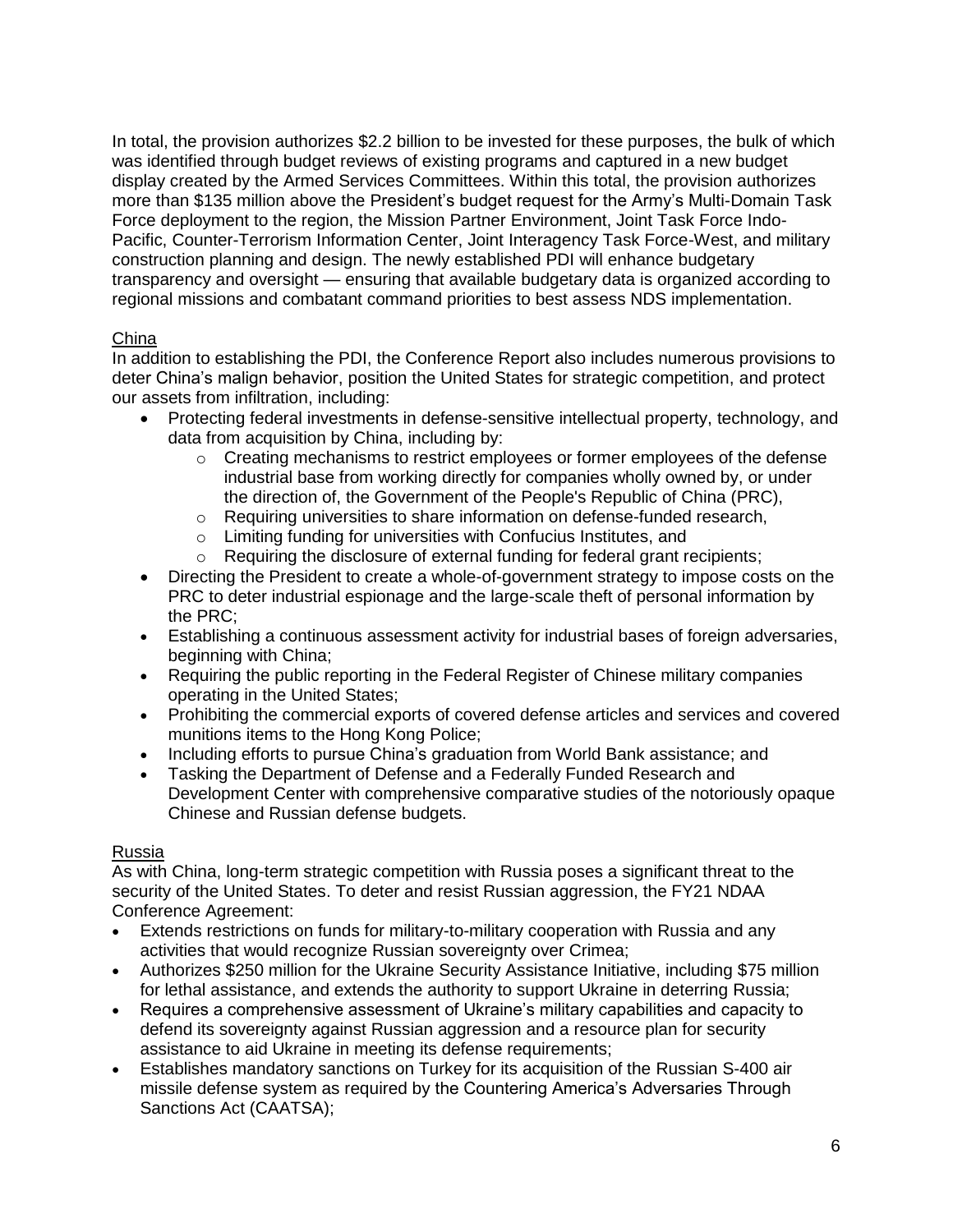In total, the provision authorizes $2.2 billion to be invested for these purposes, the bulk of which was identified through budget reviews of existing programs and captured in a new budget display created by the Armed Services Committees. Within this total, the provision authorizes more than $135 million above the President's budget request for the Army's Multi-Domain Task Force deployment to the region, the Mission Partner Environment, Joint Task Force Indo-Pacific, Counter-Terrorism Information Center, Joint Interagency Task Force-West, and military construction planning and design. The newly established PDI will enhance budgetary transparency and oversight — ensuring that available budgetary data is organized according to regional missions and combatant command priorities to best assess NDS implementation.

## China

In addition to establishing the PDI, the Conference Report also includes numerous provisions to deter China's malign behavior, position the United States for strategic competition, and protect our assets from infiltration, including:

- Protecting federal investments in defense-sensitive intellectual property, technology, and data from acquisition by China, including by:
  - Creating mechanisms to restrict employees or former employees of the defense industrial base from working directly for companies wholly owned by, or under the direction of, the Government of the People's Republic of China (PRC),
  - Requiring universities to share information on defense-funded research,
  - Limiting funding for universities with Confucius Institutes, and
  - Requiring the disclosure of external funding for federal grant recipients;
- Directing the President to create a whole-of-government strategy to impose costs on the PRC to deter industrial espionage and the large-scale theft of personal information by the PRC;
- Establishing a continuous assessment activity for industrial bases of foreign adversaries, beginning with China;
- Requiring the public reporting in the Federal Register of Chinese military companies operating in the United States;
- Prohibiting the commercial exports of covered defense articles and services and covered munitions items to the Hong Kong Police;
- Including efforts to pursue China's graduation from World Bank assistance; and
- Tasking the Department of Defense and a Federally Funded Research and Development Center with comprehensive comparative studies of the notoriously opaque Chinese and Russian defense budgets.

## Russia

As with China, long-term strategic competition with Russia poses a significant threat to the security of the United States. To deter and resist Russian aggression, the FY21 NDAA Conference Agreement:

- Extends restrictions on funds for military-to-military cooperation with Russia and any activities that would recognize Russian sovereignty over Crimea;
- Authorizes $250 million for the Ukraine Security Assistance Initiative, including $75 million for lethal assistance, and extends the authority to support Ukraine in deterring Russia;
- Requires a comprehensive assessment of Ukraine's military capabilities and capacity to defend its sovereignty against Russian aggression and a resource plan for security assistance to aid Ukraine in meeting its defense requirements;
- Establishes mandatory sanctions on Turkey for its acquisition of the Russian S-400 air missile defense system as required by the Countering America's Adversaries Through Sanctions Act (CAATSA);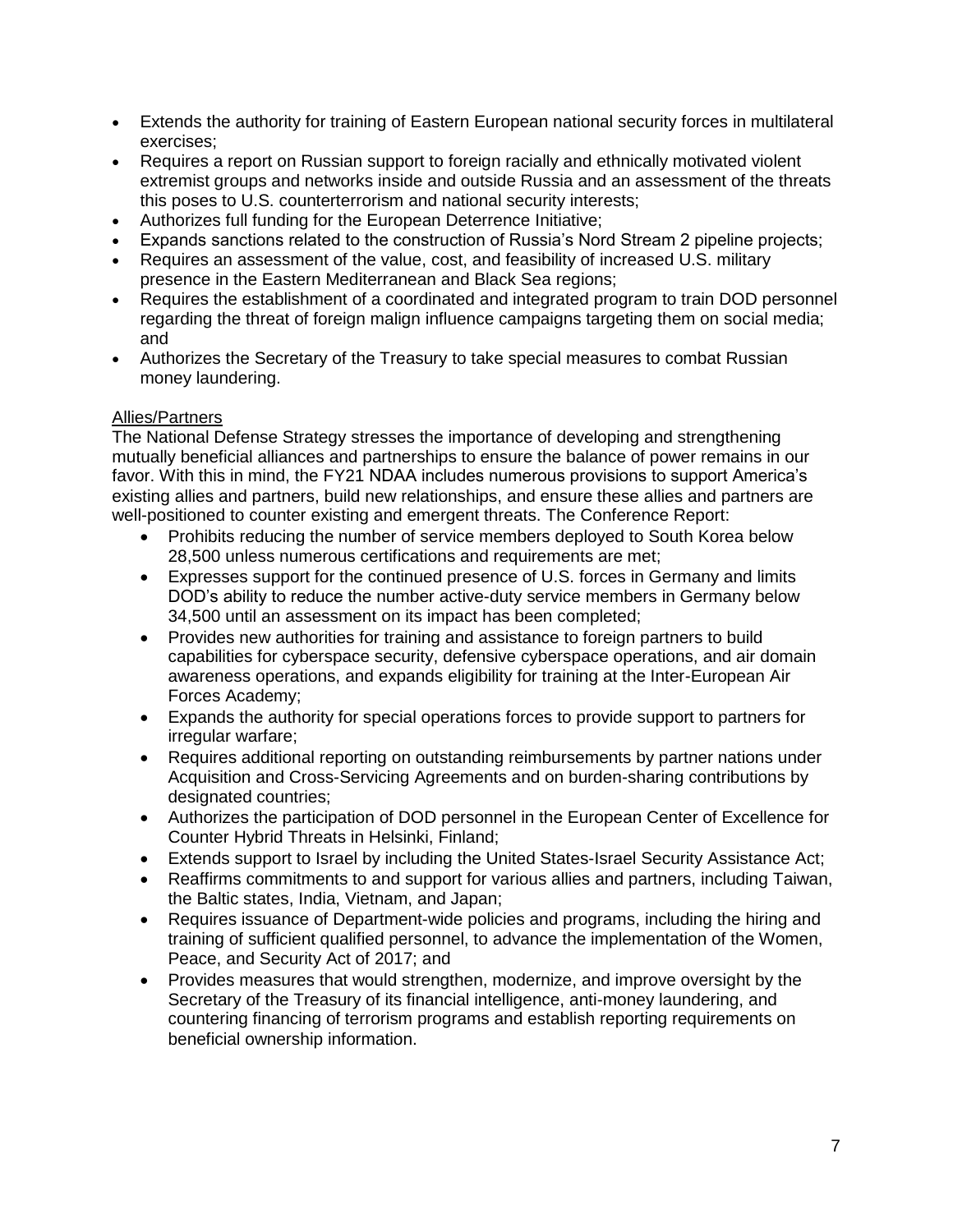- Extends the authority for training of Eastern European national security forces in multilateral exercises;
- Requires a report on Russian support to foreign racially and ethnically motivated violent extremist groups and networks inside and outside Russia and an assessment of the threats this poses to U.S. counterterrorism and national security interests;
- Authorizes full funding for the European Deterrence Initiative;
- Expands sanctions related to the construction of Russia's Nord Stream 2 pipeline projects;
- Requires an assessment of the value, cost, and feasibility of increased U.S. military presence in the Eastern Mediterranean and Black Sea regions;
- Requires the establishment of a coordinated and integrated program to train DOD personnel regarding the threat of foreign malign influence campaigns targeting them on social media; and
- Authorizes the Secretary of the Treasury to take special measures to combat Russian money laundering.

Allies/Partners

The National Defense Strategy stresses the importance of developing and strengthening mutually beneficial alliances and partnerships to ensure the balance of power remains in our favor. With this in mind, the FY21 NDAA includes numerous provisions to support America's existing allies and partners, build new relationships, and ensure these allies and partners are well-positioned to counter existing and emergent threats. The Conference Report:

- Prohibits reducing the number of service members deployed to South Korea below 28,500 unless numerous certifications and requirements are met;
- Expresses support for the continued presence of U.S. forces in Germany and limits DOD's ability to reduce the number active-duty service members in Germany below 34,500 until an assessment on its impact has been completed;
- Provides new authorities for training and assistance to foreign partners to build capabilities for cyberspace security, defensive cyberspace operations, and air domain awareness operations, and expands eligibility for training at the Inter-European Air Forces Academy;
- Expands the authority for special operations forces to provide support to partners for irregular warfare;
- Requires additional reporting on outstanding reimbursements by partner nations under Acquisition and Cross-Servicing Agreements and on burden-sharing contributions by designated countries;
- Authorizes the participation of DOD personnel in the European Center of Excellence for Counter Hybrid Threats in Helsinki, Finland;
- Extends support to Israel by including the United States-Israel Security Assistance Act;
- Reaffirms commitments to and support for various allies and partners, including Taiwan, the Baltic states, India, Vietnam, and Japan;
- Requires issuance of Department-wide policies and programs, including the hiring and training of sufficient qualified personnel, to advance the implementation of the Women, Peace, and Security Act of 2017; and
- Provides measures that would strengthen, modernize, and improve oversight by the Secretary of the Treasury of its financial intelligence, anti-money laundering, and countering financing of terrorism programs and establish reporting requirements on beneficial ownership information.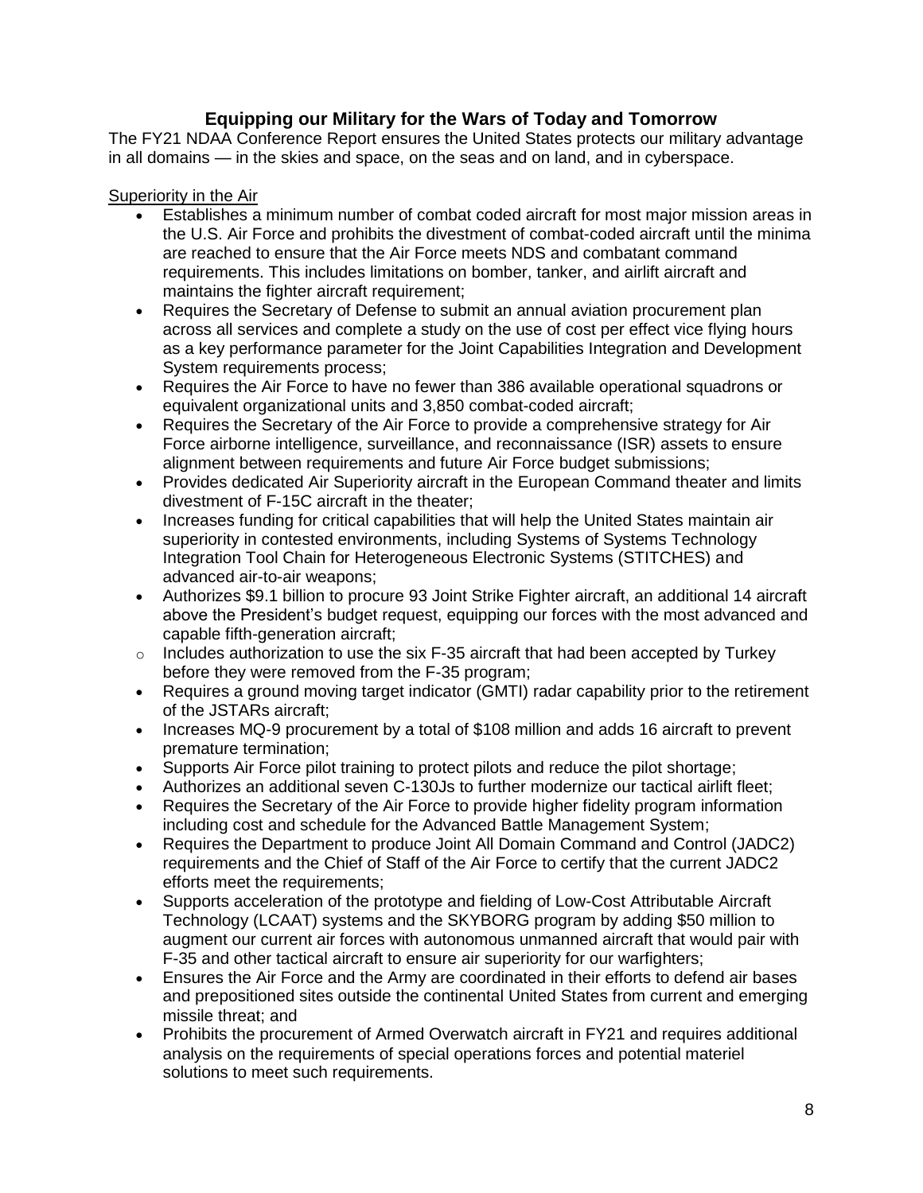## Equipping our Military for the Wars of Today and Tomorrow

The FY21 NDAA Conference Report ensures the United States protects our military advantage in all domains — in the skies and space, on the seas and on land, and in cyberspace.

Superiority in the Air

- Establishes a minimum number of combat coded aircraft for most major mission areas in the U.S. Air Force and prohibits the divestment of combat-coded aircraft until the minima are reached to ensure that the Air Force meets NDS and combatant command requirements. This includes limitations on bomber, tanker, and airlift aircraft and maintains the fighter aircraft requirement;
- Requires the Secretary of Defense to submit an annual aviation procurement plan across all services and complete a study on the use of cost per effect vice flying hours as a key performance parameter for the Joint Capabilities Integration and Development System requirements process;
- Requires the Air Force to have no fewer than 386 available operational squadrons or equivalent organizational units and 3,850 combat-coded aircraft;
- Requires the Secretary of the Air Force to provide a comprehensive strategy for Air Force airborne intelligence, surveillance, and reconnaissance (ISR) assets to ensure alignment between requirements and future Air Force budget submissions;
- Provides dedicated Air Superiority aircraft in the European Command theater and limits divestment of F-15C aircraft in the theater;
- Increases funding for critical capabilities that will help the United States maintain air superiority in contested environments, including Systems of Systems Technology Integration Tool Chain for Heterogeneous Electronic Systems (STITCHES) and advanced air-to-air weapons;
- Authorizes $9.1 billion to procure 93 Joint Strike Fighter aircraft, an additional 14 aircraft above the President's budget request, equipping our forces with the most advanced and capable fifth-generation aircraft;
  - Includes authorization to use the six F-35 aircraft that had been accepted by Turkey before they were removed from the F-35 program;
- Requires a ground moving target indicator (GMTI) radar capability prior to the retirement of the JSTARs aircraft;
- Increases MQ-9 procurement by a total of $108 million and adds 16 aircraft to prevent premature termination;
- Supports Air Force pilot training to protect pilots and reduce the pilot shortage;
- Authorizes an additional seven C-130Js to further modernize our tactical airlift fleet;
- Requires the Secretary of the Air Force to provide higher fidelity program information including cost and schedule for the Advanced Battle Management System;
- Requires the Department to produce Joint All Domain Command and Control (JADC2) requirements and the Chief of Staff of the Air Force to certify that the current JADC2 efforts meet the requirements;
- Supports acceleration of the prototype and fielding of Low-Cost Attributable Aircraft Technology (LCAAT) systems and the SKYBORG program by adding $50 million to augment our current air forces with autonomous unmanned aircraft that would pair with F-35 and other tactical aircraft to ensure air superiority for our warfighters;
- Ensures the Air Force and the Army are coordinated in their efforts to defend air bases and prepositioned sites outside the continental United States from current and emerging missile threat; and
- Prohibits the procurement of Armed Overwatch aircraft in FY21 and requires additional analysis on the requirements of special operations forces and potential materiel solutions to meet such requirements.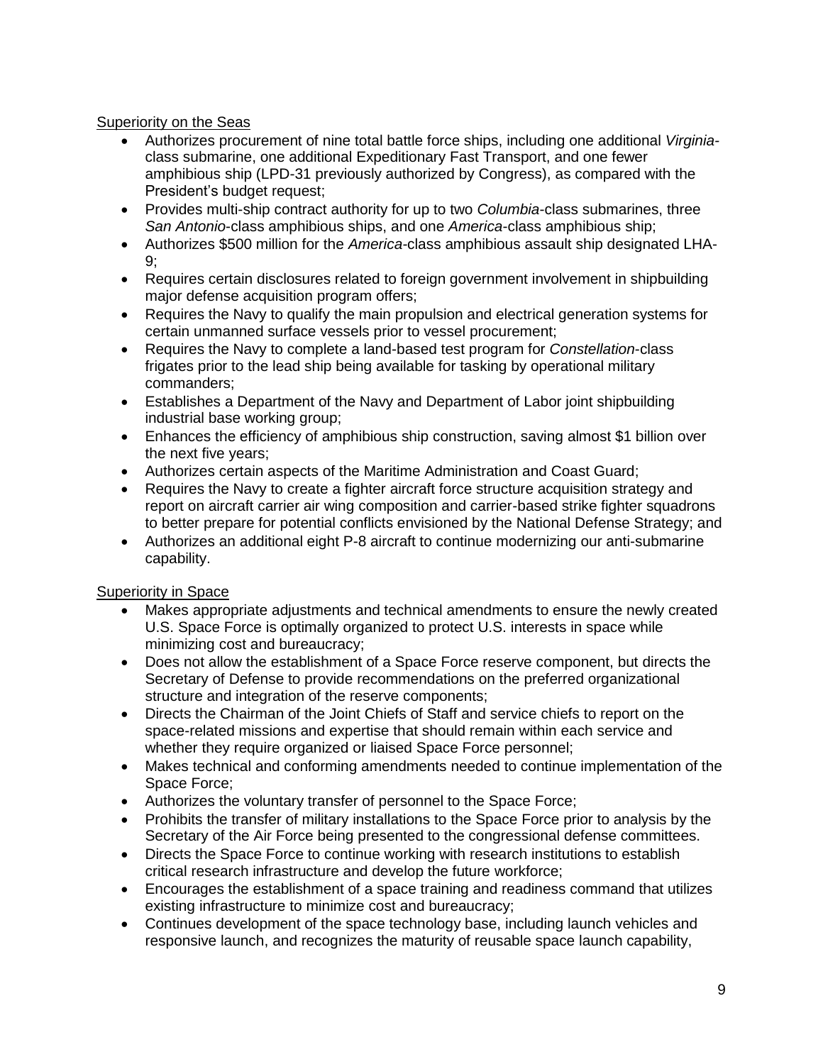Superiority on the Seas

- Authorizes procurement of nine total battle force ships, including one additional *Virginia*-class submarine, one additional Expeditionary Fast Transport, and one fewer amphibious ship (LPD-31 previously authorized by Congress), as compared with the President's budget request;
- Provides multi-ship contract authority for up to two *Columbia*-class submarines, three *San Antonio*-class amphibious ships, and one *America*-class amphibious ship;
- Authorizes $500 million for the *America*-class amphibious assault ship designated LHA-9;
- Requires certain disclosures related to foreign government involvement in shipbuilding major defense acquisition program offers;
- Requires the Navy to qualify the main propulsion and electrical generation systems for certain unmanned surface vessels prior to vessel procurement;
- Requires the Navy to complete a land-based test program for *Constellation*-class frigates prior to the lead ship being available for tasking by operational military commanders;
- Establishes a Department of the Navy and Department of Labor joint shipbuilding industrial base working group;
- Enhances the efficiency of amphibious ship construction, saving almost $1 billion over the next five years;
- Authorizes certain aspects of the Maritime Administration and Coast Guard;
- Requires the Navy to create a fighter aircraft force structure acquisition strategy and report on aircraft carrier air wing composition and carrier-based strike fighter squadrons to better prepare for potential conflicts envisioned by the National Defense Strategy; and
- Authorizes an additional eight P-8 aircraft to continue modernizing our anti-submarine capability.

Superiority in Space

- Makes appropriate adjustments and technical amendments to ensure the newly created U.S. Space Force is optimally organized to protect U.S. interests in space while minimizing cost and bureaucracy;
- Does not allow the establishment of a Space Force reserve component, but directs the Secretary of Defense to provide recommendations on the preferred organizational structure and integration of the reserve components;
- Directs the Chairman of the Joint Chiefs of Staff and service chiefs to report on the space-related missions and expertise that should remain within each service and whether they require organized or liaised Space Force personnel;
- Makes technical and conforming amendments needed to continue implementation of the Space Force;
- Authorizes the voluntary transfer of personnel to the Space Force;
- Prohibits the transfer of military installations to the Space Force prior to analysis by the Secretary of the Air Force being presented to the congressional defense committees.
- Directs the Space Force to continue working with research institutions to establish critical research infrastructure and develop the future workforce;
- Encourages the establishment of a space training and readiness command that utilizes existing infrastructure to minimize cost and bureaucracy;
- Continues development of the space technology base, including launch vehicles and responsive launch, and recognizes the maturity of reusable space launch capability,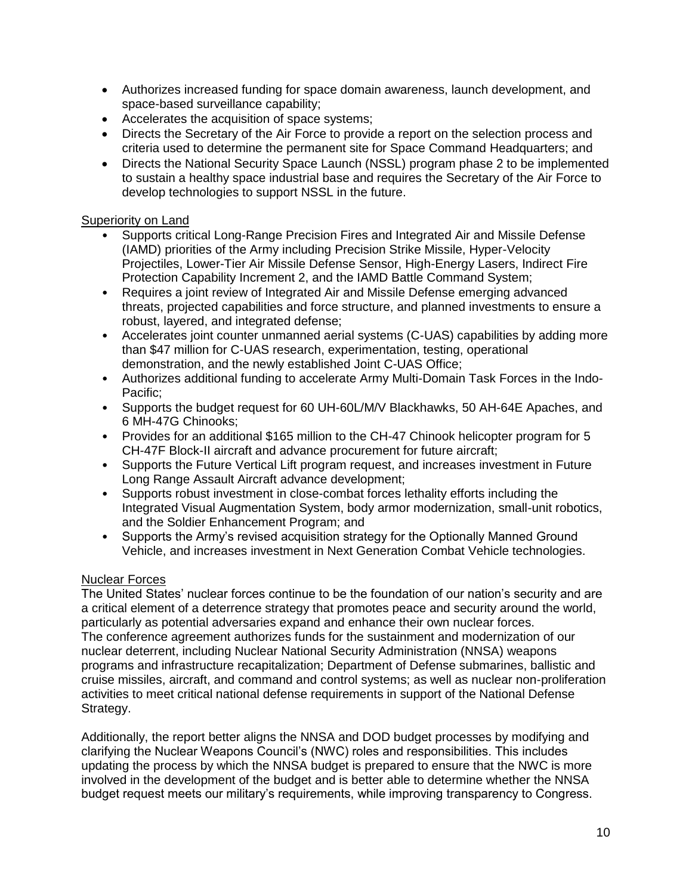- Authorizes increased funding for space domain awareness, launch development, and space-based surveillance capability;
- Accelerates the acquisition of space systems;
- Directs the Secretary of the Air Force to provide a report on the selection process and criteria used to determine the permanent site for Space Command Headquarters; and
- Directs the National Security Space Launch (NSSL) program phase 2 to be implemented to sustain a healthy space industrial base and requires the Secretary of the Air Force to develop technologies to support NSSL in the future.

## Superiority on Land

- Supports critical Long-Range Precision Fires and Integrated Air and Missile Defense (IAMD) priorities of the Army including Precision Strike Missile, Hyper-Velocity Projectiles, Lower-Tier Air Missile Defense Sensor, High-Energy Lasers, Indirect Fire Protection Capability Increment 2, and the IAMD Battle Command System;
- Requires a joint review of Integrated Air and Missile Defense emerging advanced threats, projected capabilities and force structure, and planned investments to ensure a robust, layered, and integrated defense;
- Accelerates joint counter unmanned aerial systems (C-UAS) capabilities by adding more than $47 million for C-UAS research, experimentation, testing, operational demonstration, and the newly established Joint C-UAS Office;
- Authorizes additional funding to accelerate Army Multi-Domain Task Forces in the Indo-Pacific;
- Supports the budget request for 60 UH-60L/M/V Blackhawks, 50 AH-64E Apaches, and 6 MH-47G Chinooks;
- Provides for an additional $165 million to the CH-47 Chinook helicopter program for 5 CH-47F Block-II aircraft and advance procurement for future aircraft;
- Supports the Future Vertical Lift program request, and increases investment in Future Long Range Assault Aircraft advance development;
- Supports robust investment in close-combat forces lethality efforts including the Integrated Visual Augmentation System, body armor modernization, small-unit robotics, and the Soldier Enhancement Program; and
- Supports the Army's revised acquisition strategy for the Optionally Manned Ground Vehicle, and increases investment in Next Generation Combat Vehicle technologies.

## Nuclear Forces

The United States' nuclear forces continue to be the foundation of our nation's security and are a critical element of a deterrence strategy that promotes peace and security around the world, particularly as potential adversaries expand and enhance their own nuclear forces. The conference agreement authorizes funds for the sustainment and modernization of our nuclear deterrent, including Nuclear National Security Administration (NNSA) weapons programs and infrastructure recapitalization; Department of Defense submarines, ballistic and cruise missiles, aircraft, and command and control systems; as well as nuclear non-proliferation activities to meet critical national defense requirements in support of the National Defense Strategy.

Additionally, the report better aligns the NNSA and DOD budget processes by modifying and clarifying the Nuclear Weapons Council's (NWC) roles and responsibilities. This includes updating the process by which the NNSA budget is prepared to ensure that the NWC is more involved in the development of the budget and is better able to determine whether the NNSA budget request meets our military's requirements, while improving transparency to Congress.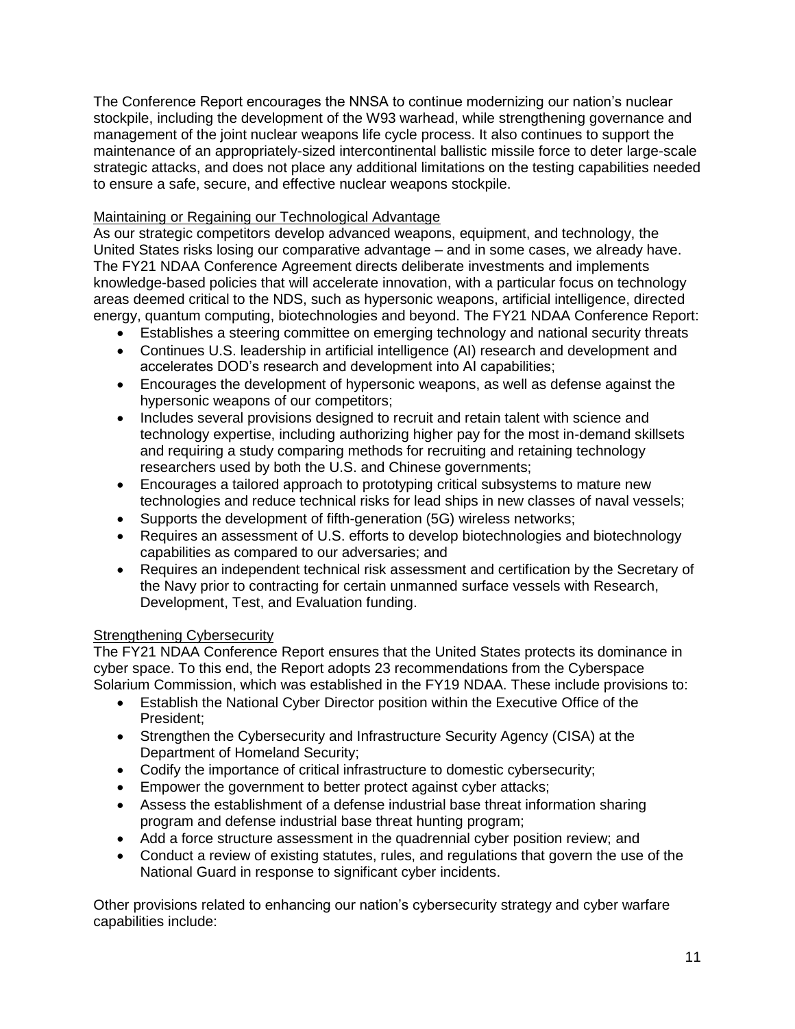The Conference Report encourages the NNSA to continue modernizing our nation's nuclear stockpile, including the development of the W93 warhead, while strengthening governance and management of the joint nuclear weapons life cycle process. It also continues to support the maintenance of an appropriately-sized intercontinental ballistic missile force to deter large-scale strategic attacks, and does not place any additional limitations on the testing capabilities needed to ensure a safe, secure, and effective nuclear weapons stockpile.

## Maintaining or Regaining our Technological Advantage

As our strategic competitors develop advanced weapons, equipment, and technology, the United States risks losing our comparative advantage – and in some cases, we already have. The FY21 NDAA Conference Agreement directs deliberate investments and implements knowledge-based policies that will accelerate innovation, with a particular focus on technology areas deemed critical to the NDS, such as hypersonic weapons, artificial intelligence, directed energy, quantum computing, biotechnologies and beyond. The FY21 NDAA Conference Report:

- Establishes a steering committee on emerging technology and national security threats
- Continues U.S. leadership in artificial intelligence (AI) research and development and accelerates DOD's research and development into AI capabilities;
- Encourages the development of hypersonic weapons, as well as defense against the hypersonic weapons of our competitors;
- Includes several provisions designed to recruit and retain talent with science and technology expertise, including authorizing higher pay for the most in-demand skillsets and requiring a study comparing methods for recruiting and retaining technology researchers used by both the U.S. and Chinese governments;
- Encourages a tailored approach to prototyping critical subsystems to mature new technologies and reduce technical risks for lead ships in new classes of naval vessels;
- Supports the development of fifth-generation (5G) wireless networks;
- Requires an assessment of U.S. efforts to develop biotechnologies and biotechnology capabilities as compared to our adversaries; and
- Requires an independent technical risk assessment and certification by the Secretary of the Navy prior to contracting for certain unmanned surface vessels with Research, Development, Test, and Evaluation funding.

## Strengthening Cybersecurity

The FY21 NDAA Conference Report ensures that the United States protects its dominance in cyber space. To this end, the Report adopts 23 recommendations from the Cyberspace Solarium Commission, which was established in the FY19 NDAA. These include provisions to:

- Establish the National Cyber Director position within the Executive Office of the President;
- Strengthen the Cybersecurity and Infrastructure Security Agency (CISA) at the Department of Homeland Security;
- Codify the importance of critical infrastructure to domestic cybersecurity;
- Empower the government to better protect against cyber attacks;
- Assess the establishment of a defense industrial base threat information sharing program and defense industrial base threat hunting program;
- Add a force structure assessment in the quadrennial cyber position review; and
- Conduct a review of existing statutes, rules, and regulations that govern the use of the National Guard in response to significant cyber incidents.

Other provisions related to enhancing our nation's cybersecurity strategy and cyber warfare capabilities include: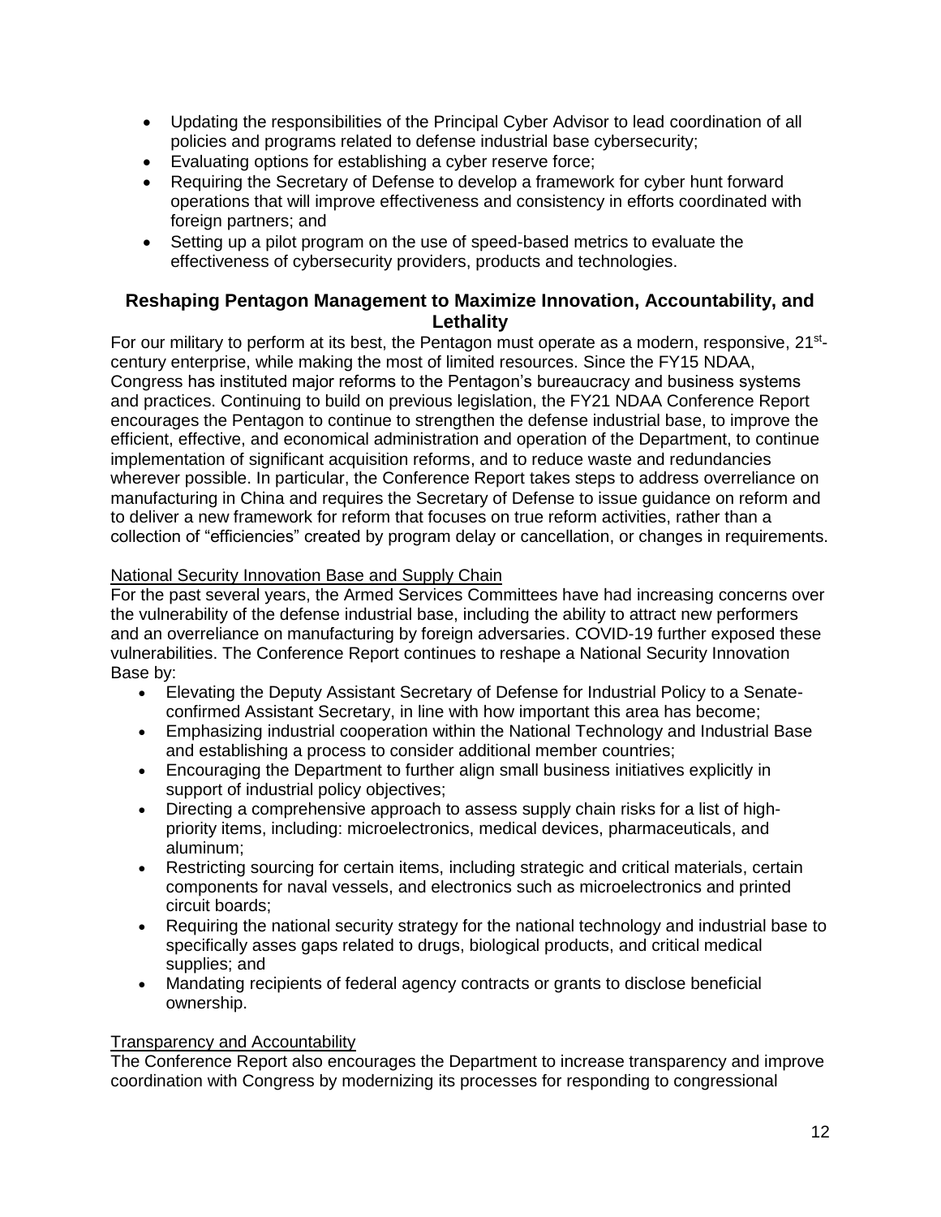- Updating the responsibilities of the Principal Cyber Advisor to lead coordination of all policies and programs related to defense industrial base cybersecurity;
- Evaluating options for establishing a cyber reserve force;
- Requiring the Secretary of Defense to develop a framework for cyber hunt forward operations that will improve effectiveness and consistency in efforts coordinated with foreign partners; and
- Setting up a pilot program on the use of speed-based metrics to evaluate the effectiveness of cybersecurity providers, products and technologies.

## Reshaping Pentagon Management to Maximize Innovation, Accountability, and Lethality

For our military to perform at its best, the Pentagon must operate as a modern, responsive, 21st-century enterprise, while making the most of limited resources. Since the FY15 NDAA, Congress has instituted major reforms to the Pentagon's bureaucracy and business systems and practices. Continuing to build on previous legislation, the FY21 NDAA Conference Report encourages the Pentagon to continue to strengthen the defense industrial base, to improve the efficient, effective, and economical administration and operation of the Department, to continue implementation of significant acquisition reforms, and to reduce waste and redundancies wherever possible. In particular, the Conference Report takes steps to address overreliance on manufacturing in China and requires the Secretary of Defense to issue guidance on reform and to deliver a new framework for reform that focuses on true reform activities, rather than a collection of "efficiencies" created by program delay or cancellation, or changes in requirements.

### National Security Innovation Base and Supply Chain

For the past several years, the Armed Services Committees have had increasing concerns over the vulnerability of the defense industrial base, including the ability to attract new performers and an overreliance on manufacturing by foreign adversaries. COVID-19 further exposed these vulnerabilities. The Conference Report continues to reshape a National Security Innovation Base by:

- Elevating the Deputy Assistant Secretary of Defense for Industrial Policy to a Senate-confirmed Assistant Secretary, in line with how important this area has become;
- Emphasizing industrial cooperation within the National Technology and Industrial Base and establishing a process to consider additional member countries;
- Encouraging the Department to further align small business initiatives explicitly in support of industrial policy objectives;
- Directing a comprehensive approach to assess supply chain risks for a list of high-priority items, including: microelectronics, medical devices, pharmaceuticals, and aluminum;
- Restricting sourcing for certain items, including strategic and critical materials, certain components for naval vessels, and electronics such as microelectronics and printed circuit boards;
- Requiring the national security strategy for the national technology and industrial base to specifically asses gaps related to drugs, biological products, and critical medical supplies; and
- Mandating recipients of federal agency contracts or grants to disclose beneficial ownership.

### Transparency and Accountability

The Conference Report also encourages the Department to increase transparency and improve coordination with Congress by modernizing its processes for responding to congressional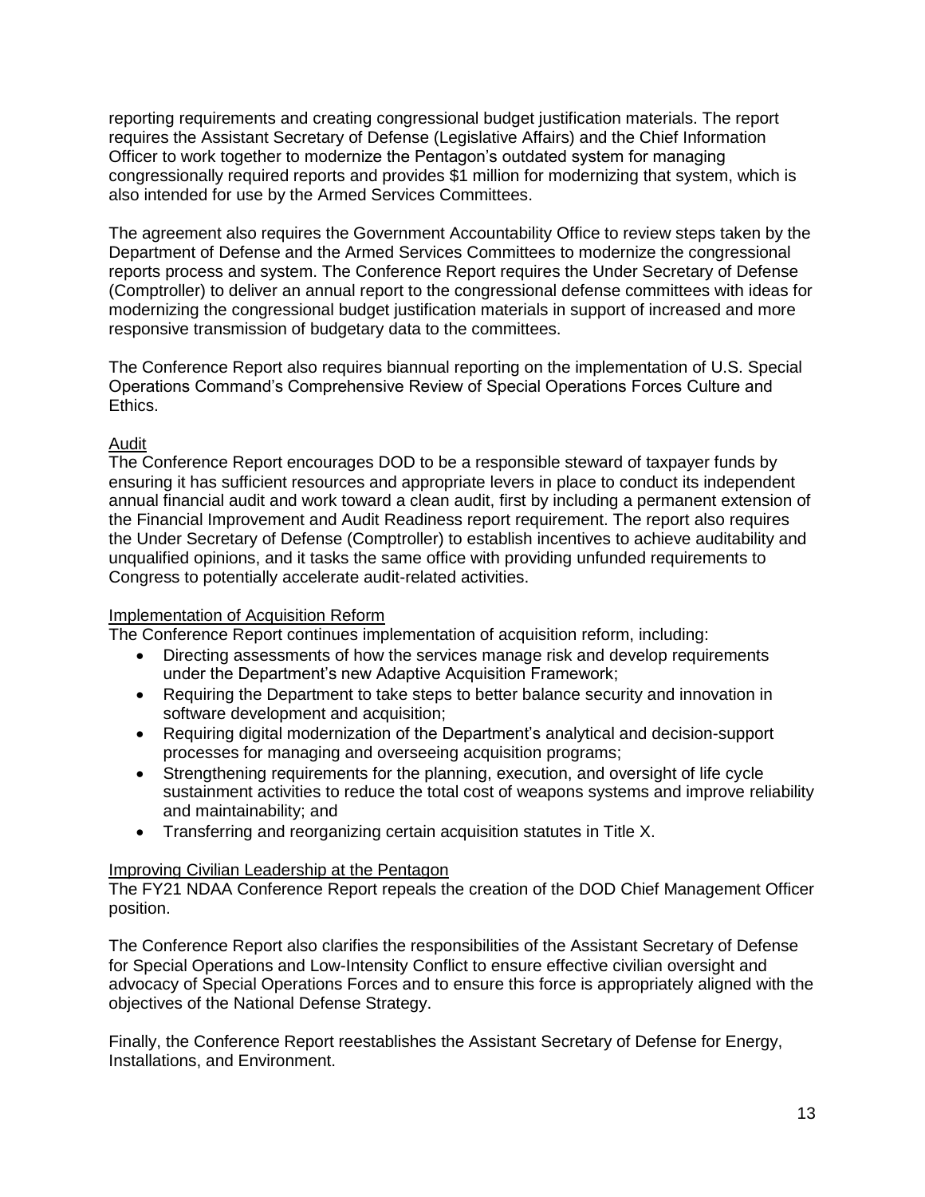reporting requirements and creating congressional budget justification materials. The report requires the Assistant Secretary of Defense (Legislative Affairs) and the Chief Information Officer to work together to modernize the Pentagon's outdated system for managing congressionally required reports and provides $1 million for modernizing that system, which is also intended for use by the Armed Services Committees.

The agreement also requires the Government Accountability Office to review steps taken by the Department of Defense and the Armed Services Committees to modernize the congressional reports process and system. The Conference Report requires the Under Secretary of Defense (Comptroller) to deliver an annual report to the congressional defense committees with ideas for modernizing the congressional budget justification materials in support of increased and more responsive transmission of budgetary data to the committees.

The Conference Report also requires biannual reporting on the implementation of U.S. Special Operations Command's Comprehensive Review of Special Operations Forces Culture and Ethics.

### Audit

The Conference Report encourages DOD to be a responsible steward of taxpayer funds by ensuring it has sufficient resources and appropriate levers in place to conduct its independent annual financial audit and work toward a clean audit, first by including a permanent extension of the Financial Improvement and Audit Readiness report requirement. The report also requires the Under Secretary of Defense (Comptroller) to establish incentives to achieve auditability and unqualified opinions, and it tasks the same office with providing unfunded requirements to Congress to potentially accelerate audit-related activities.

### Implementation of Acquisition Reform

The Conference Report continues implementation of acquisition reform, including:

- Directing assessments of how the services manage risk and develop requirements under the Department's new Adaptive Acquisition Framework;
- Requiring the Department to take steps to better balance security and innovation in software development and acquisition;
- Requiring digital modernization of the Department's analytical and decision-support processes for managing and overseeing acquisition programs;
- Strengthening requirements for the planning, execution, and oversight of life cycle sustainment activities to reduce the total cost of weapons systems and improve reliability and maintainability; and
- Transferring and reorganizing certain acquisition statutes in Title X.

### Improving Civilian Leadership at the Pentagon

The FY21 NDAA Conference Report repeals the creation of the DOD Chief Management Officer position.

The Conference Report also clarifies the responsibilities of the Assistant Secretary of Defense for Special Operations and Low-Intensity Conflict to ensure effective civilian oversight and advocacy of Special Operations Forces and to ensure this force is appropriately aligned with the objectives of the National Defense Strategy.

Finally, the Conference Report reestablishes the Assistant Secretary of Defense for Energy, Installations, and Environment.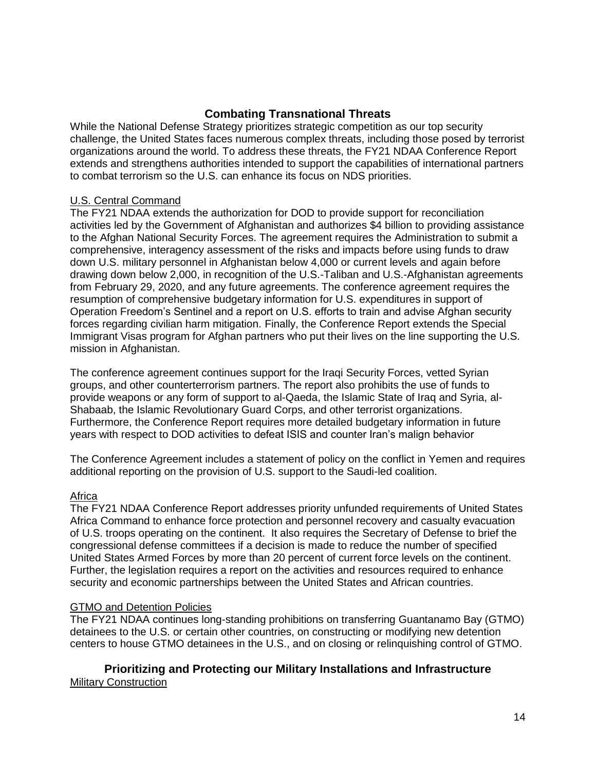## Combating Transnational Threats

While the National Defense Strategy prioritizes strategic competition as our top security challenge, the United States faces numerous complex threats, including those posed by terrorist organizations around the world. To address these threats, the FY21 NDAA Conference Report extends and strengthens authorities intended to support the capabilities of international partners to combat terrorism so the U.S. can enhance its focus on NDS priorities.

### U.S. Central Command

The FY21 NDAA extends the authorization for DOD to provide support for reconciliation activities led by the Government of Afghanistan and authorizes $4 billion to providing assistance to the Afghan National Security Forces. The agreement requires the Administration to submit a comprehensive, interagency assessment of the risks and impacts before using funds to draw down U.S. military personnel in Afghanistan below 4,000 or current levels and again before drawing down below 2,000, in recognition of the U.S.-Taliban and U.S.-Afghanistan agreements from February 29, 2020, and any future agreements. The conference agreement requires the resumption of comprehensive budgetary information for U.S. expenditures in support of Operation Freedom's Sentinel and a report on U.S. efforts to train and advise Afghan security forces regarding civilian harm mitigation. Finally, the Conference Report extends the Special Immigrant Visas program for Afghan partners who put their lives on the line supporting the U.S. mission in Afghanistan.

The conference agreement continues support for the Iraqi Security Forces, vetted Syrian groups, and other counterterrorism partners. The report also prohibits the use of funds to provide weapons or any form of support to al-Qaeda, the Islamic State of Iraq and Syria, al-Shabaab, the Islamic Revolutionary Guard Corps, and other terrorist organizations. Furthermore, the Conference Report requires more detailed budgetary information in future years with respect to DOD activities to defeat ISIS and counter Iran's malign behavior

The Conference Agreement includes a statement of policy on the conflict in Yemen and requires additional reporting on the provision of U.S. support to the Saudi-led coalition.

### Africa

The FY21 NDAA Conference Report addresses priority unfunded requirements of United States Africa Command to enhance force protection and personnel recovery and casualty evacuation of U.S. troops operating on the continent. It also requires the Secretary of Defense to brief the congressional defense committees if a decision is made to reduce the number of specified United States Armed Forces by more than 20 percent of current force levels on the continent. Further, the legislation requires a report on the activities and resources required to enhance security and economic partnerships between the United States and African countries.

### GTMO and Detention Policies

The FY21 NDAA continues long-standing prohibitions on transferring Guantanamo Bay (GTMO) detainees to the U.S. or certain other countries, on constructing or modifying new detention centers to house GTMO detainees in the U.S., and on closing or relinquishing control of GTMO.

## Prioritizing and Protecting our Military Installations and Infrastructure

### Military Construction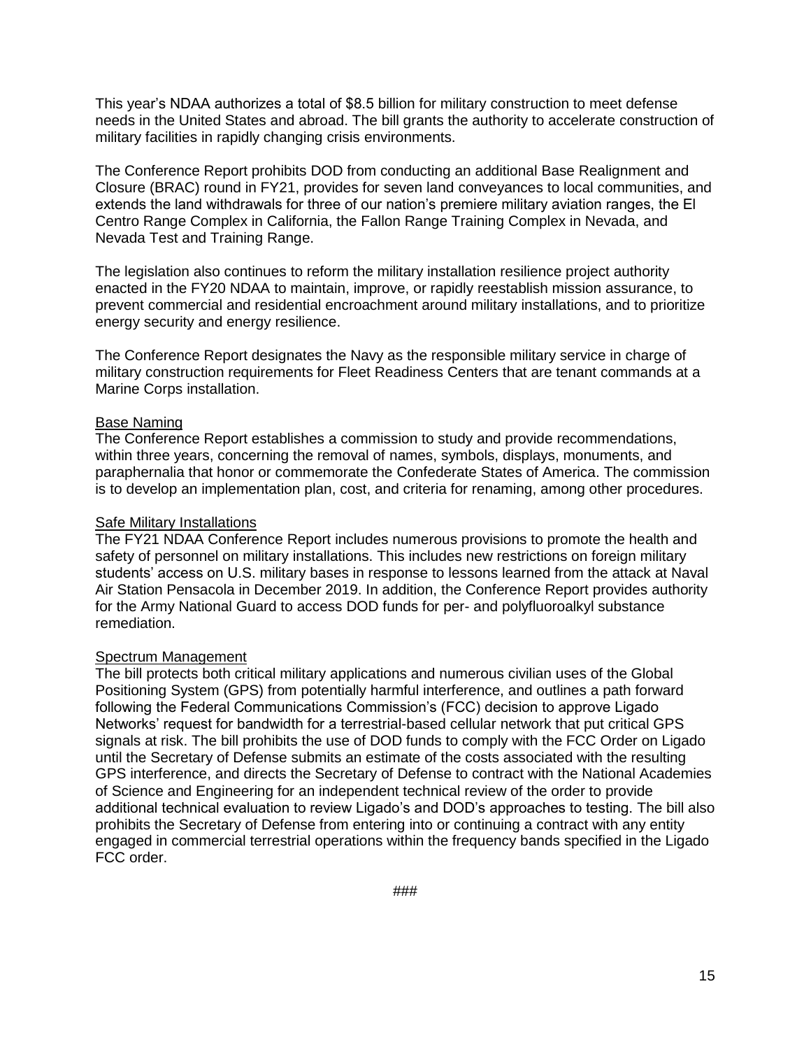This year's NDAA authorizes a total of $8.5 billion for military construction to meet defense needs in the United States and abroad. The bill grants the authority to accelerate construction of military facilities in rapidly changing crisis environments.

The Conference Report prohibits DOD from conducting an additional Base Realignment and Closure (BRAC) round in FY21, provides for seven land conveyances to local communities, and extends the land withdrawals for three of our nation's premiere military aviation ranges, the El Centro Range Complex in California, the Fallon Range Training Complex in Nevada, and Nevada Test and Training Range.

The legislation also continues to reform the military installation resilience project authority enacted in the FY20 NDAA to maintain, improve, or rapidly reestablish mission assurance, to prevent commercial and residential encroachment around military installations, and to prioritize energy security and energy resilience.

The Conference Report designates the Navy as the responsible military service in charge of military construction requirements for Fleet Readiness Centers that are tenant commands at a Marine Corps installation.

Base Naming

The Conference Report establishes a commission to study and provide recommendations, within three years, concerning the removal of names, symbols, displays, monuments, and paraphernalia that honor or commemorate the Confederate States of America. The commission is to develop an implementation plan, cost, and criteria for renaming, among other procedures.

Safe Military Installations

The FY21 NDAA Conference Report includes numerous provisions to promote the health and safety of personnel on military installations. This includes new restrictions on foreign military students' access on U.S. military bases in response to lessons learned from the attack at Naval Air Station Pensacola in December 2019. In addition, the Conference Report provides authority for the Army National Guard to access DOD funds for per- and polyfluoroalkyl substance remediation.

Spectrum Management

The bill protects both critical military applications and numerous civilian uses of the Global Positioning System (GPS) from potentially harmful interference, and outlines a path forward following the Federal Communications Commission's (FCC) decision to approve Ligado Networks' request for bandwidth for a terrestrial-based cellular network that put critical GPS signals at risk. The bill prohibits the use of DOD funds to comply with the FCC Order on Ligado until the Secretary of Defense submits an estimate of the costs associated with the resulting GPS interference, and directs the Secretary of Defense to contract with the National Academies of Science and Engineering for an independent technical review of the order to provide additional technical evaluation to review Ligado's and DOD's approaches to testing. The bill also prohibits the Secretary of Defense from entering into or continuing a contract with any entity engaged in commercial terrestrial operations within the frequency bands specified in the Ligado FCC order.

###